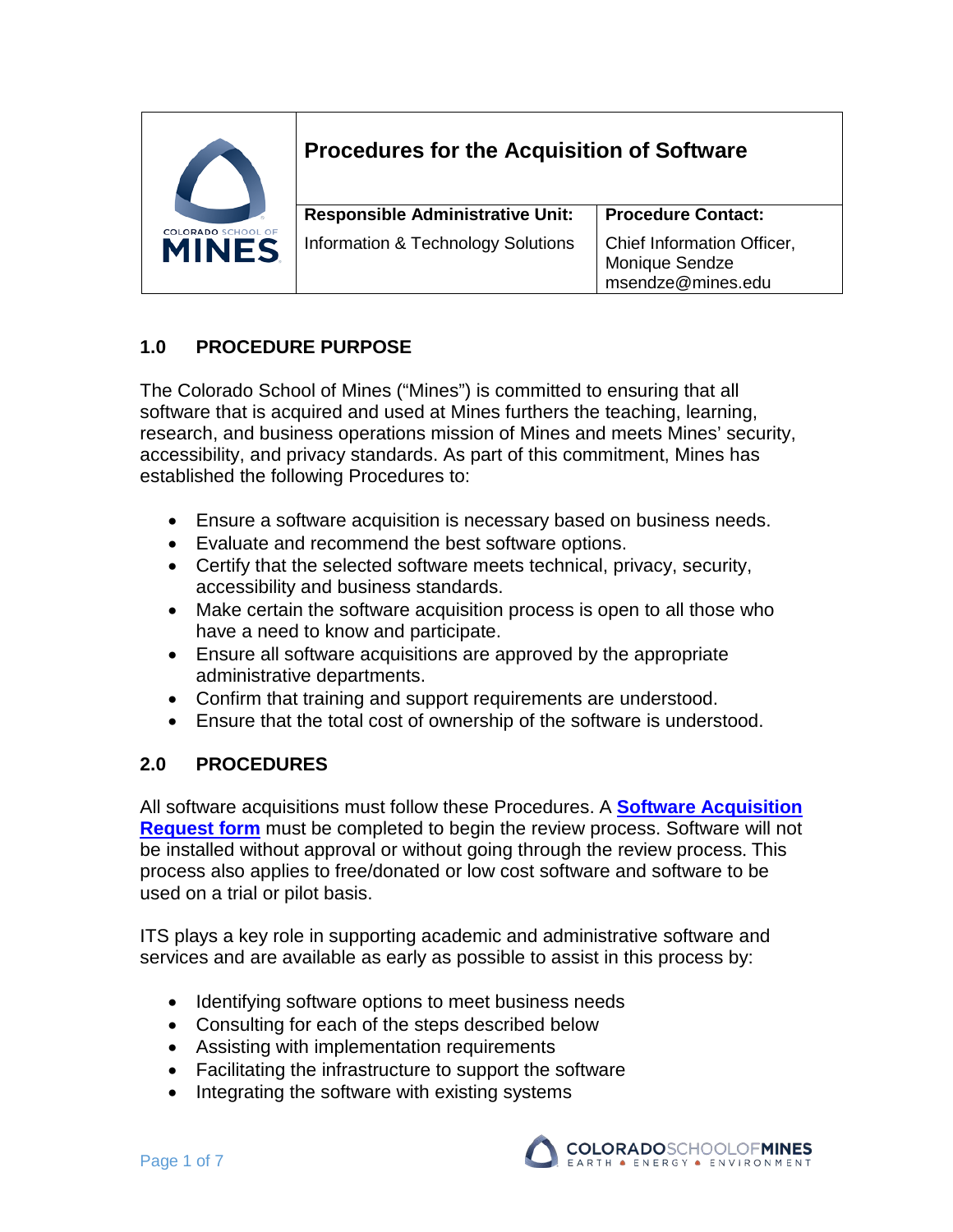# Procedures for the Acquisition of Software

| Responsible Administrative Unit: | Procedure Contact: |
| --- | --- |
| Information & Technology Solutions | Chief Information Officer, Monique Sendze msendze@mines.edu |

## 1.0 PROCEDURE PURPOSE

The Colorado School of Mines ("Mines") is committed to ensuring that all software that is acquired and used at Mines furthers the teaching, learning, research, and business operations mission of Mines and meets Mines' security, accessibility, and privacy standards. As part of this commitment, Mines has established the following Procedures to:

- Ensure a software acquisition is necessary based on business needs.
- Evaluate and recommend the best software options.
- Certify that the selected software meets technical, privacy, security, accessibility and business standards.
- Make certain the software acquisition process is open to all those who have a need to know and participate.
- Ensure all software acquisitions are approved by the appropriate administrative departments.
- Confirm that training and support requirements are understood.
- Ensure that the total cost of ownership of the software is understood.

## 2.0 PROCEDURES

All software acquisitions must follow these Procedures. A **Software Acquisition Request form** must be completed to begin the review process. Software will not be installed without approval or without going through the review process. This process also applies to free/donated or low cost software and software to be used on a trial or pilot basis.

ITS plays a key role in supporting academic and administrative software and services and are available as early as possible to assist in this process by:

- Identifying software options to meet business needs
- Consulting for each of the steps described below
- Assisting with implementation requirements
- Facilitating the infrastructure to support the software
- Integrating the software with existing systems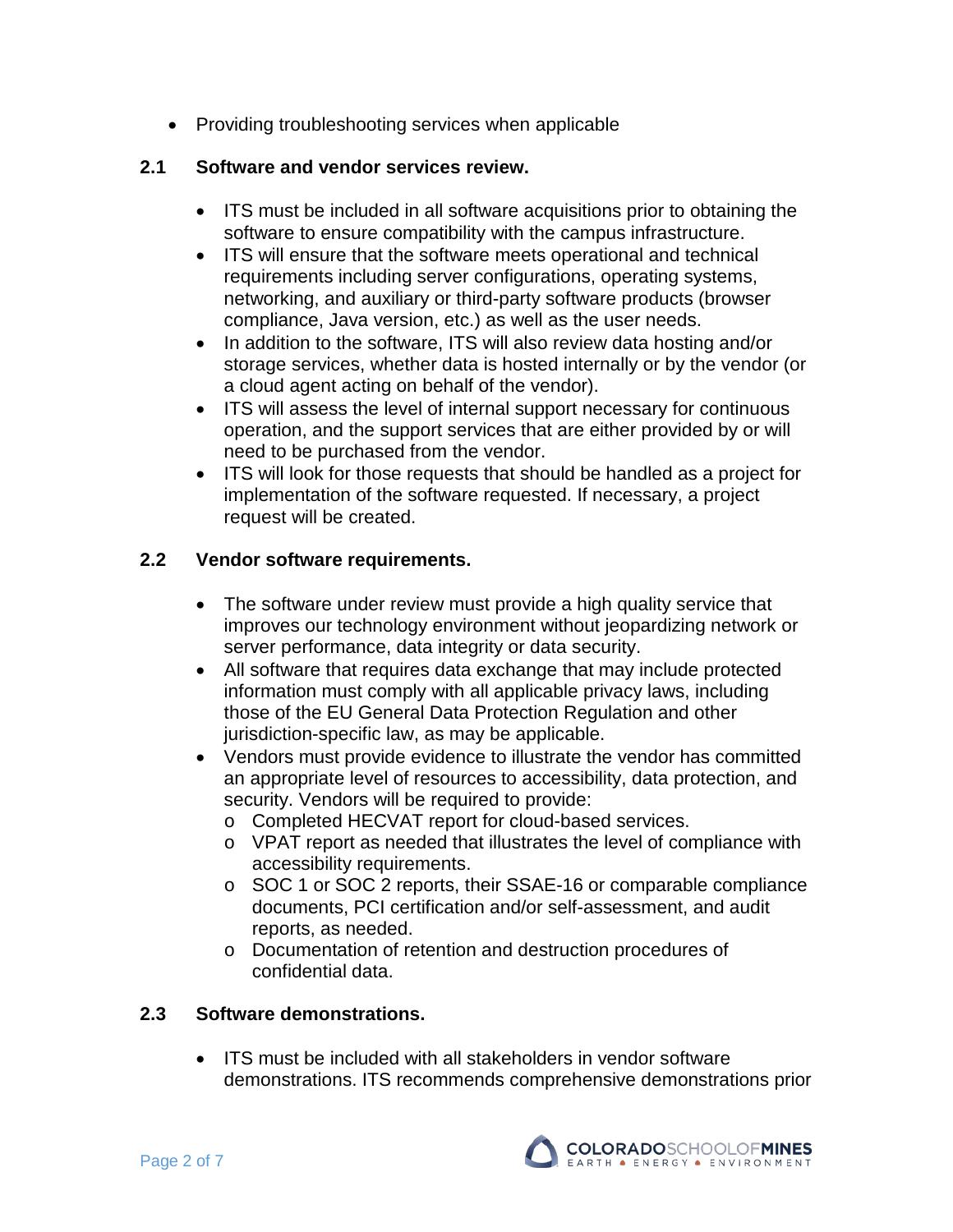- Providing troubleshooting services when applicable

### 2.1 Software and vendor services review.

- ITS must be included in all software acquisitions prior to obtaining the software to ensure compatibility with the campus infrastructure.
- ITS will ensure that the software meets operational and technical requirements including server configurations, operating systems, networking, and auxiliary or third-party software products (browser compliance, Java version, etc.) as well as the user needs.
- In addition to the software, ITS will also review data hosting and/or storage services, whether data is hosted internally or by the vendor (or a cloud agent acting on behalf of the vendor).
- ITS will assess the level of internal support necessary for continuous operation, and the support services that are either provided by or will need to be purchased from the vendor.
- ITS will look for those requests that should be handled as a project for implementation of the software requested. If necessary, a project request will be created.

### 2.2 Vendor software requirements.

- The software under review must provide a high quality service that improves our technology environment without jeopardizing network or server performance, data integrity or data security.
- All software that requires data exchange that may include protected information must comply with all applicable privacy laws, including those of the EU General Data Protection Regulation and other jurisdiction-specific law, as may be applicable.
- Vendors must provide evidence to illustrate the vendor has committed an appropriate level of resources to accessibility, data protection, and security. Vendors will be required to provide:
  - Completed HECVAT report for cloud-based services.
  - VPAT report as needed that illustrates the level of compliance with accessibility requirements.
  - SOC 1 or SOC 2 reports, their SSAE-16 or comparable compliance documents, PCI certification and/or self-assessment, and audit reports, as needed.
  - Documentation of retention and destruction procedures of confidential data.

### 2.3 Software demonstrations.

- ITS must be included with all stakeholders in vendor software demonstrations. ITS recommends comprehensive demonstrations prior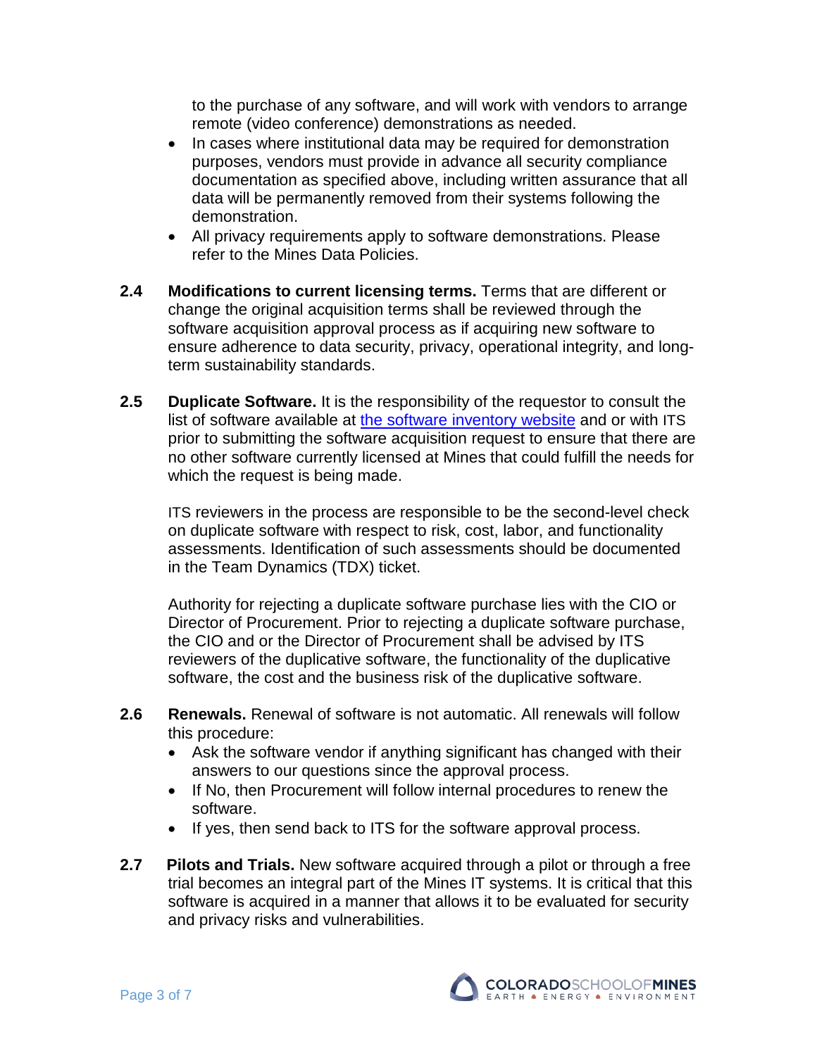to the purchase of any software, and will work with vendors to arrange remote (video conference) demonstrations as needed.

- In cases where institutional data may be required for demonstration purposes, vendors must provide in advance all security compliance documentation as specified above, including written assurance that all data will be permanently removed from their systems following the demonstration.
- All privacy requirements apply to software demonstrations. Please refer to the Mines Data Policies.

**2.4 Modifications to current licensing terms.** Terms that are different or change the original acquisition terms shall be reviewed through the software acquisition approval process as if acquiring new software to ensure adherence to data security, privacy, operational integrity, and long-term sustainability standards.

**2.5 Duplicate Software.** It is the responsibility of the requestor to consult the list of software available at [the software inventory website]() and or with ITS prior to submitting the software acquisition request to ensure that there are no other software currently licensed at Mines that could fulfill the needs for which the request is being made.

ITS reviewers in the process are responsible to be the second-level check on duplicate software with respect to risk, cost, labor, and functionality assessments. Identification of such assessments should be documented in the Team Dynamics (TDX) ticket.

Authority for rejecting a duplicate software purchase lies with the CIO or Director of Procurement. Prior to rejecting a duplicate software purchase, the CIO and or the Director of Procurement shall be advised by ITS reviewers of the duplicative software, the functionality of the duplicative software, the cost and the business risk of the duplicative software.

**2.6 Renewals.** Renewal of software is not automatic. All renewals will follow this procedure:

- Ask the software vendor if anything significant has changed with their answers to our questions since the approval process.
- If No, then Procurement will follow internal procedures to renew the software.
- If yes, then send back to ITS for the software approval process.

**2.7 Pilots and Trials.** New software acquired through a pilot or through a free trial becomes an integral part of the Mines IT systems. It is critical that this software is acquired in a manner that allows it to be evaluated for security and privacy risks and vulnerabilities.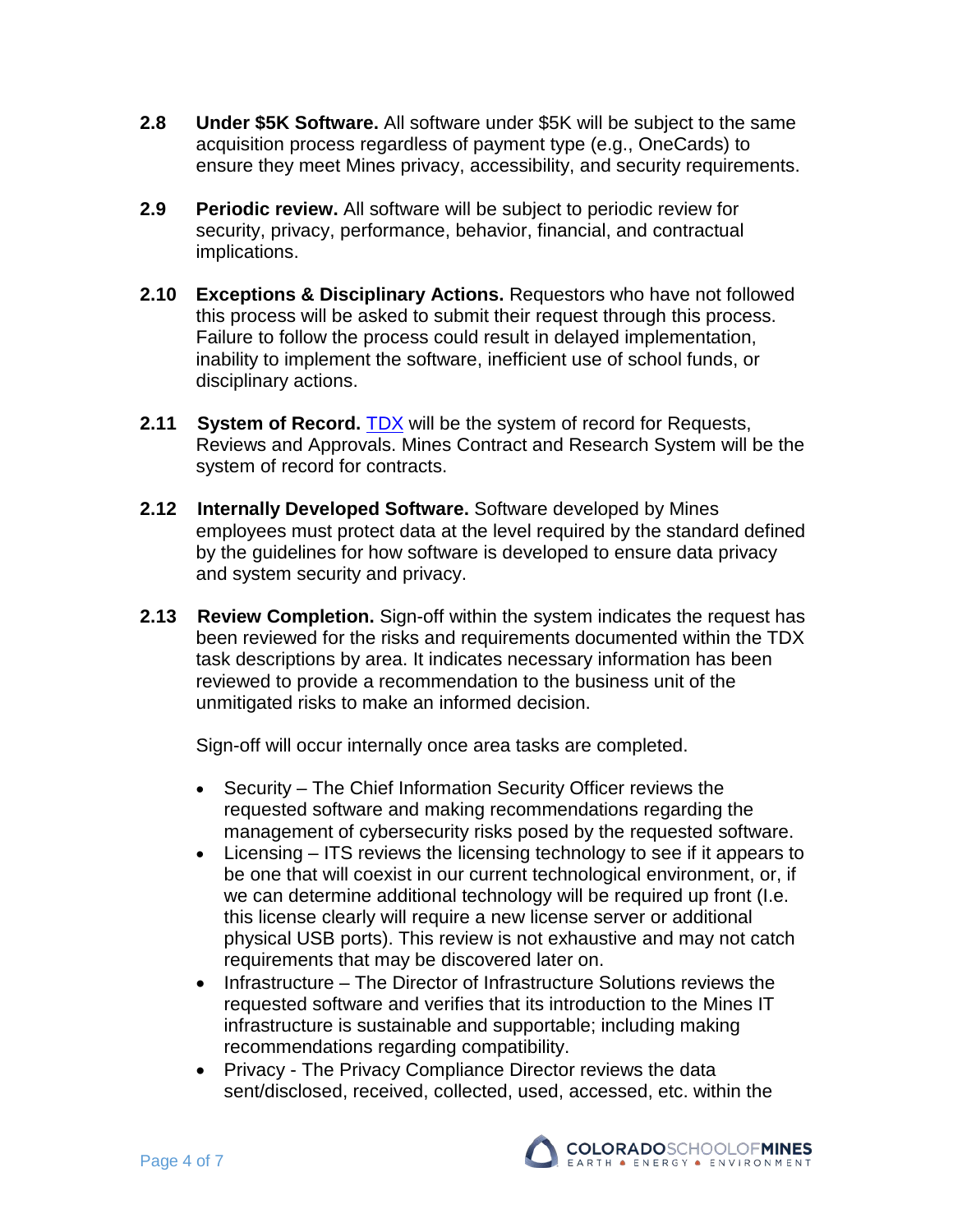**2.8 Under $5K Software.** All software under $5K will be subject to the same acquisition process regardless of payment type (e.g., OneCards) to ensure they meet Mines privacy, accessibility, and security requirements.

**2.9 Periodic review.** All software will be subject to periodic review for security, privacy, performance, behavior, financial, and contractual implications.

**2.10 Exceptions & Disciplinary Actions.** Requestors who have not followed this process will be asked to submit their request through this process. Failure to follow the process could result in delayed implementation, inability to implement the software, inefficient use of school funds, or disciplinary actions.

**2.11 System of Record.** [TDX] will be the system of record for Requests, Reviews and Approvals. Mines Contract and Research System will be the system of record for contracts.

**2.12 Internally Developed Software.** Software developed by Mines employees must protect data at the level required by the standard defined by the guidelines for how software is developed to ensure data privacy and system security and privacy.

**2.13 Review Completion.** Sign-off within the system indicates the request has been reviewed for the risks and requirements documented within the TDX task descriptions by area. It indicates necessary information has been reviewed to provide a recommendation to the business unit of the unmitigated risks to make an informed decision.

Sign-off will occur internally once area tasks are completed.

- Security – The Chief Information Security Officer reviews the requested software and making recommendations regarding the management of cybersecurity risks posed by the requested software.
- Licensing – ITS reviews the licensing technology to see if it appears to be one that will coexist in our current technological environment, or, if we can determine additional technology will be required up front (I.e. this license clearly will require a new license server or additional physical USB ports). This review is not exhaustive and may not catch requirements that may be discovered later on.
- Infrastructure – The Director of Infrastructure Solutions reviews the requested software and verifies that its introduction to the Mines IT infrastructure is sustainable and supportable; including making recommendations regarding compatibility.
- Privacy - The Privacy Compliance Director reviews the data sent/disclosed, received, collected, used, accessed, etc. within the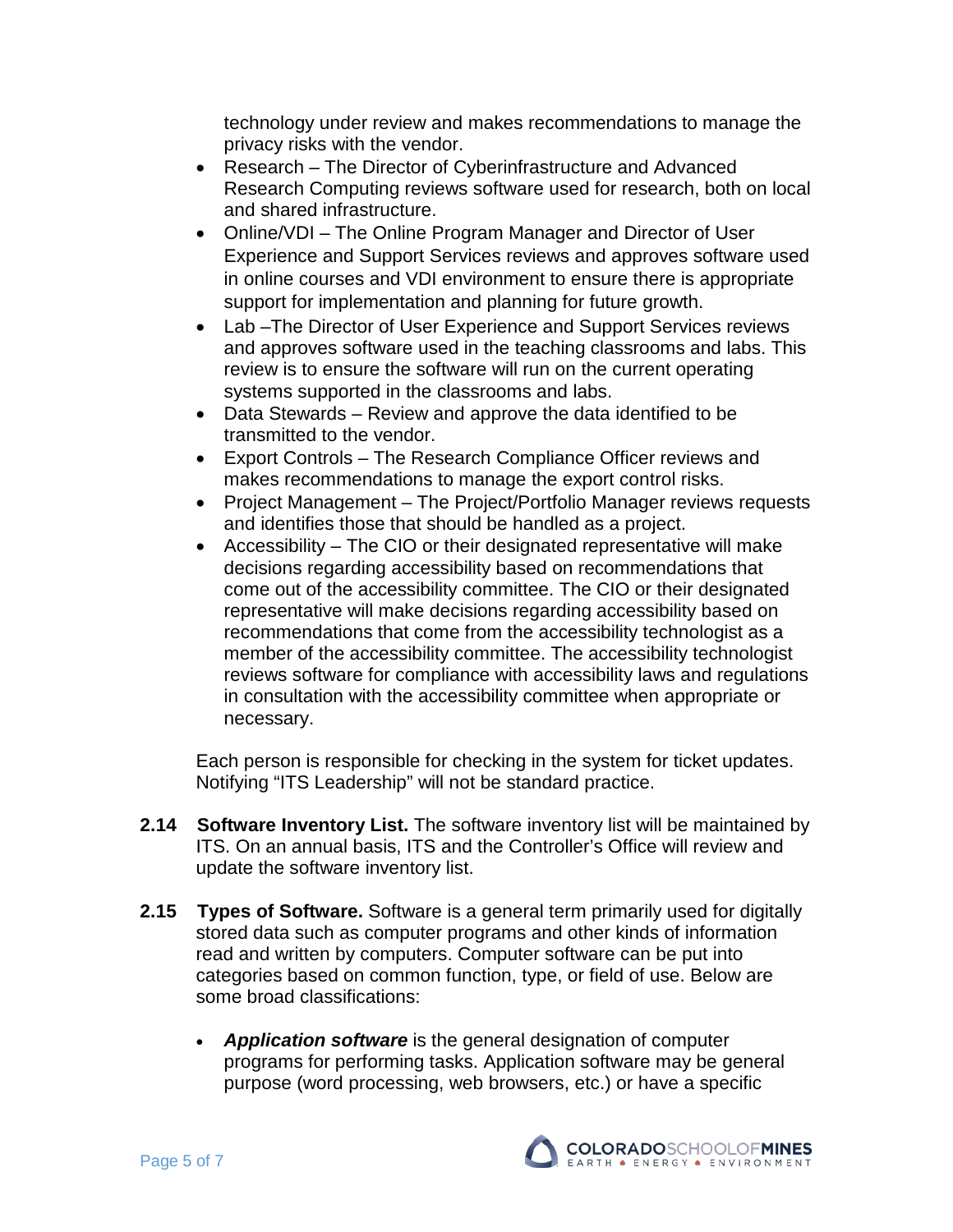technology under review and makes recommendations to manage the privacy risks with the vendor.

- Research – The Director of Cyberinfrastructure and Advanced Research Computing reviews software used for research, both on local and shared infrastructure.
- Online/VDI – The Online Program Manager and Director of User Experience and Support Services reviews and approves software used in online courses and VDI environment to ensure there is appropriate support for implementation and planning for future growth.
- Lab –The Director of User Experience and Support Services reviews and approves software used in the teaching classrooms and labs. This review is to ensure the software will run on the current operating systems supported in the classrooms and labs.
- Data Stewards – Review and approve the data identified to be transmitted to the vendor.
- Export Controls – The Research Compliance Officer reviews and makes recommendations to manage the export control risks.
- Project Management – The Project/Portfolio Manager reviews requests and identifies those that should be handled as a project.
- Accessibility – The CIO or their designated representative will make decisions regarding accessibility based on recommendations that come out of the accessibility committee. The CIO or their designated representative will make decisions regarding accessibility based on recommendations that come from the accessibility technologist as a member of the accessibility committee. The accessibility technologist reviews software for compliance with accessibility laws and regulations in consultation with the accessibility committee when appropriate or necessary.

Each person is responsible for checking in the system for ticket updates. Notifying "ITS Leadership" will not be standard practice.

**2.14 Software Inventory List.** The software inventory list will be maintained by ITS. On an annual basis, ITS and the Controller's Office will review and update the software inventory list.

**2.15 Types of Software.** Software is a general term primarily used for digitally stored data such as computer programs and other kinds of information read and written by computers. Computer software can be put into categories based on common function, type, or field of use. Below are some broad classifications:

- ***Application software*** is the general designation of computer programs for performing tasks. Application software may be general purpose (word processing, web browsers, etc.) or have a specific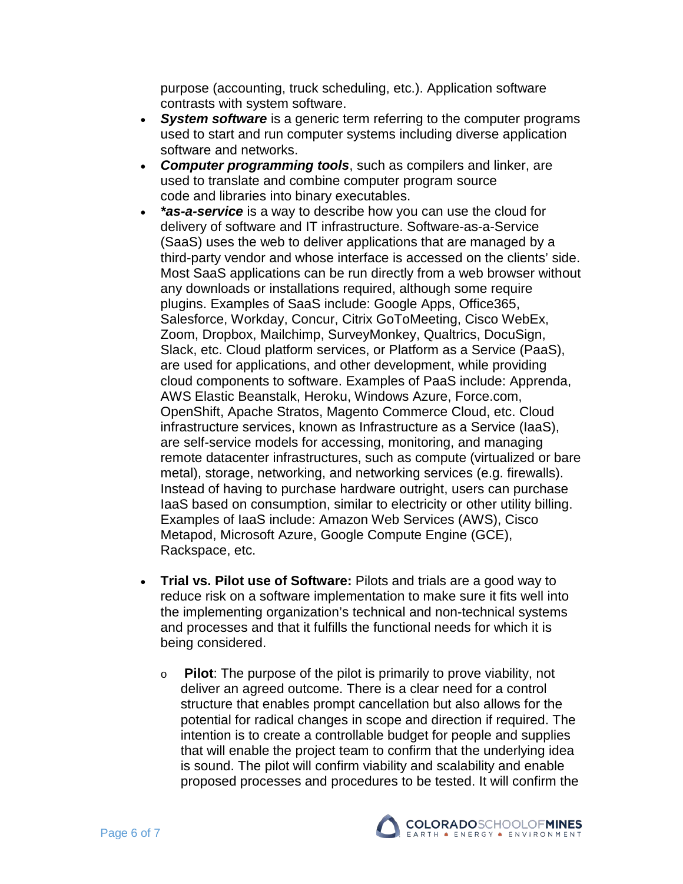purpose (accounting, truck scheduling, etc.). Application software contrasts with system software.

- ***System software*** is a generic term referring to the computer programs used to start and run computer systems including diverse application software and networks.
- ***Computer programming tools***, such as compilers and linker, are used to translate and combine computer program source code and libraries into binary executables.
- ***\*as-a-service*** is a way to describe how you can use the cloud for delivery of software and IT infrastructure. Software-as-a-Service (SaaS) uses the web to deliver applications that are managed by a third-party vendor and whose interface is accessed on the clients' side. Most SaaS applications can be run directly from a web browser without any downloads or installations required, although some require plugins. Examples of SaaS include: Google Apps, Office365, Salesforce, Workday, Concur, Citrix GoToMeeting, Cisco WebEx, Zoom, Dropbox, Mailchimp, SurveyMonkey, Qualtrics, DocuSign, Slack, etc. Cloud platform services, or Platform as a Service (PaaS), are used for applications, and other development, while providing cloud components to software. Examples of PaaS include: Apprenda, AWS Elastic Beanstalk, Heroku, Windows Azure, Force.com, OpenShift, Apache Stratos, Magento Commerce Cloud, etc. Cloud infrastructure services, known as Infrastructure as a Service (IaaS), are self-service models for accessing, monitoring, and managing remote datacenter infrastructures, such as compute (virtualized or bare metal), storage, networking, and networking services (e.g. firewalls). Instead of having to purchase hardware outright, users can purchase IaaS based on consumption, similar to electricity or other utility billing. Examples of IaaS include: Amazon Web Services (AWS), Cisco Metapod, Microsoft Azure, Google Compute Engine (GCE), Rackspace, etc.

- **Trial vs. Pilot use of Software:** Pilots and trials are a good way to reduce risk on a software implementation to make sure it fits well into the implementing organization's technical and non-technical systems and processes and that it fulfills the functional needs for which it is being considered.

  - **Pilot**: The purpose of the pilot is primarily to prove viability, not deliver an agreed outcome. There is a clear need for a control structure that enables prompt cancellation but also allows for the potential for radical changes in scope and direction if required. The intention is to create a controllable budget for people and supplies that will enable the project team to confirm that the underlying idea is sound. The pilot will confirm viability and scalability and enable proposed processes and procedures to be tested. It will confirm the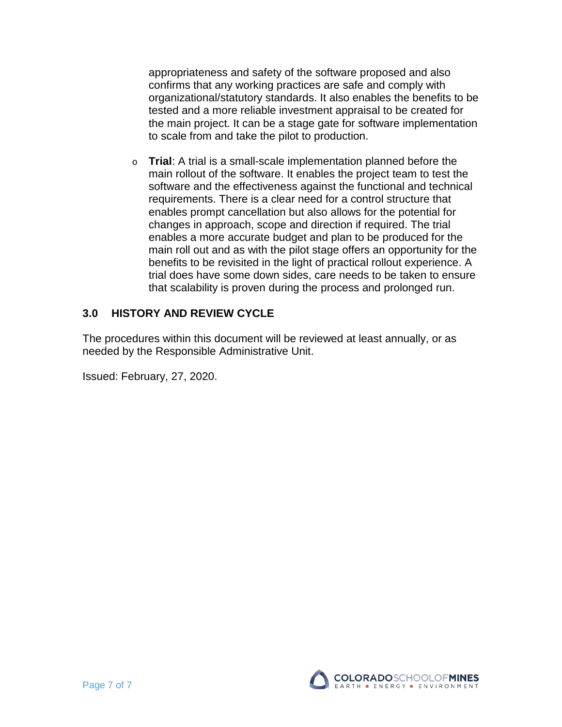appropriateness and safety of the software proposed and also confirms that any working practices are safe and comply with organizational/statutory standards. It also enables the benefits to be tested and a more reliable investment appraisal to be created for the main project. It can be a stage gate for software implementation to scale from and take the pilot to production.

- **Trial**: A trial is a small-scale implementation planned before the main rollout of the software. It enables the project team to test the software and the effectiveness against the functional and technical requirements. There is a clear need for a control structure that enables prompt cancellation but also allows for the potential for changes in approach, scope and direction if required. The trial enables a more accurate budget and plan to be produced for the main roll out and as with the pilot stage offers an opportunity for the benefits to be revisited in the light of practical rollout experience. A trial does have some down sides, care needs to be taken to ensure that scalability is proven during the process and prolonged run.

## 3.0 HISTORY AND REVIEW CYCLE

The procedures within this document will be reviewed at least annually, or as needed by the Responsible Administrative Unit.

Issued: February, 27, 2020.